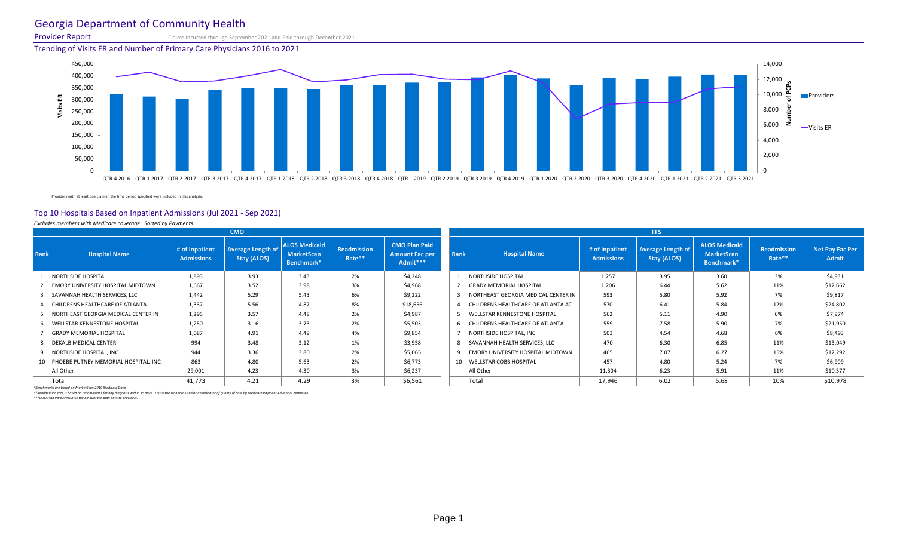# Georgia Department of Community Health

**Provider Report** Claims Incurred through September 2021 and Paid through December 2021

## Trending of Visits ER and Number of Primary Care Physicians 2016 to 2021

Providers with at least one claim in the time period specified were included in this analysis.

## Top 10 Hospitals Based on Inpatient Admissions (Jul 2021 - Sep 2021)

*Excludes members with Medicare coverage. Sorted by Payments.*

**CMO**

| Rank | Hospital Name | # of Inpatient Admissions | Average Length of Stay (ALOS) | ALOS Medicaid MarketScan Benchmark* | Readmission Rate** | CMO Plan Paid Amount Fac per Admit*** |
|---|---|---|---|---|---|---|
| 1 | NORTHSIDE HOSPITAL | 1,893 | 3.93 | 3.43 | 2% | $4,248 |
| 2 | EMORY UNIVERSITY HOSPITAL MIDTOWN | 1,667 | 3.52 | 3.98 | 3% | $4,968 |
| 3 | SAVANNAH HEALTH SERVICES, LLC | 1,442 | 5.29 | 5.43 | 6% | $9,222 |
| 4 | CHILDRENS HEALTHCARE OF ATLANTA | 1,337 | 5.56 | 4.87 | 8% | $18,656 |
| 5 | NORTHEAST GEORGIA MEDICAL CENTER IN | 1,295 | 3.57 | 4.48 | 2% | $4,987 |
| 6 | WELLSTAR KENNESTONE HOSPITAL | 1,250 | 3.16 | 3.73 | 2% | $5,503 |
| 7 | GRADY MEMORIAL HOSPITAL | 1,087 | 4.91 | 4.49 | 4% | $9,854 |
| 8 | DEKALB MEDICAL CENTER | 994 | 3.48 | 3.12 | 1% | $3,958 |
| 9 | NORTHSIDE HOSPITAL, INC. | 944 | 3.36 | 3.80 | 2% | $5,065 |
| 10 | PHOEBE PUTNEY MEMORIAL HOSPITAL, INC. | 863 | 4.80 | 5.63 | 2% | $6,773 |
| | All Other | 29,001 | 4.23 | 4.30 | 3% | $6,237 |
| | Total | 41,773 | 4.21 | 4.29 | 3% | $6,561 |

**FFS**

| Rank | Hospital Name | # of Inpatient Admissions | Average Length of Stay (ALOS) | ALOS Medicaid MarketScan Benchmark* | Readmission Rate** | Net Pay Fac Per Admit |
|---|---|---|---|---|---|---|
| 1 | NORTHSIDE HOSPITAL | 1,257 | 3.95 | 3.60 | 3% | $4,931 |
| 2 | GRADY MEMORIAL HOSPITAL | 1,206 | 6.44 | 5.62 | 11% | $12,662 |
| 3 | NORTHEAST GEORGIA MEDICAL CENTER IN | 593 | 5.80 | 5.92 | 7% | $9,817 |
| 4 | CHILDRENS HEALTHCARE OF ATLANTA AT | 570 | 6.41 | 5.84 | 12% | $24,802 |
| 5 | WELLSTAR KENNESTONE HOSPITAL | 562 | 5.11 | 4.90 | 6% | $7,974 |
| 6 | CHILDRENS HEALTHCARE OF ATLANTA | 559 | 7.58 | 5.90 | 7% | $21,950 |
| 7 | NORTHSIDE HOSPITAL, INC. | 503 | 4.54 | 4.68 | 6% | $8,493 |
| 8 | SAVANNAH HEALTH SERVICES, LLC | 470 | 6.30 | 6.85 | 11% | $13,049 |
| 9 | EMORY UNIVERSITY HOSPITAL MIDTOWN | 465 | 7.07 | 6.27 | 15% | $12,292 |
| 10 | WELLSTAR COBB HOSPITAL | 457 | 4.80 | 5.24 | 7% | $6,909 |
| | All Other | 11,304 | 6.23 | 5.91 | 11% | $10,577 |
| | Total | 17,946 | 6.02 | 5.68 | 10% | $10,978 |

*Benchmarks are based on MarketScan 2019 Medicaid Data.

**Readmission rate is based on readmissions for any diagnosis within 15 days. This is the standard used as an indicator of quality of care by Medicare Payment Advisory Committee.

***CMO Plan Paid Amount is the amount the plan pays to providers.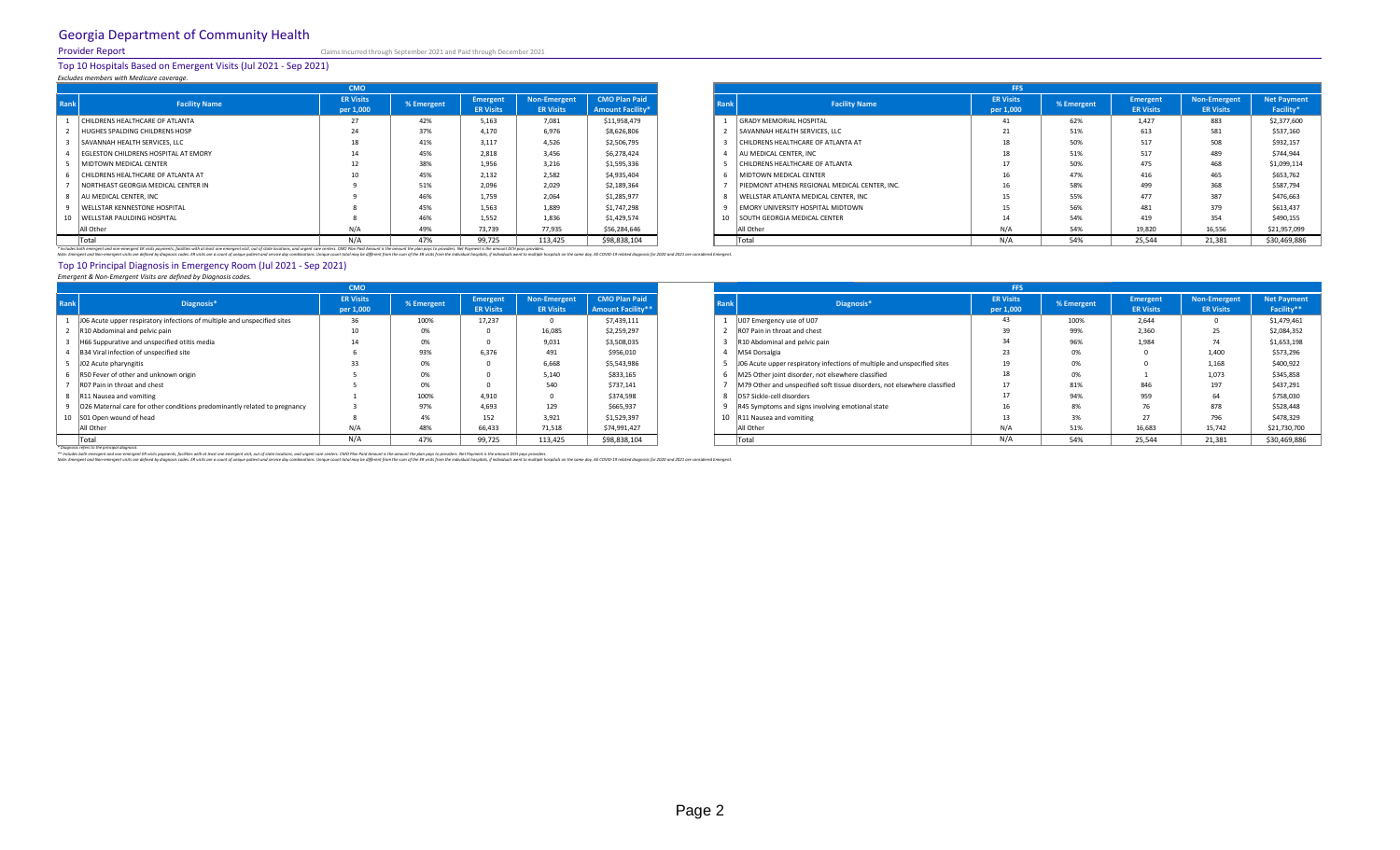# Georgia Department of Community Health

**Provider Report** Claims Incurred through September 2021 and Paid through December 2021

## Top 10 Hospitals Based on Emergent Visits (Jul 2021 - Sep 2021)

*Excludes members with Medicare coverage.*

| CMO | | | | | | |
|---|---|---|---|---|---|---|
| Rank | Facility Name | ER Visits per 1,000 | % Emergent | Emergent ER Visits | Non-Emergent ER Visits | CMO Plan Paid Amount Facility* |
| 1 | CHILDRENS HEALTHCARE OF ATLANTA | 27 | 42% | 5,163 | 7,081 | $11,958,479 |
| 2 | HUGHES SPALDING CHILDRENS HOSP | 24 | 37% | 4,170 | 6,976 | $8,626,806 |
| 3 | SAVANNAH HEALTH SERVICES, LLC | 18 | 41% | 3,117 | 4,526 | $2,506,795 |
| 4 | EGLESTON CHILDRENS HOSPITAL AT EMORY | 14 | 45% | 2,818 | 3,456 | $6,278,424 |
| 5 | MIDTOWN MEDICAL CENTER | 12 | 38% | 1,956 | 3,216 | $1,595,336 |
| 6 | CHILDRENS HEALTHCARE OF ATLANTA AT | 10 | 45% | 2,132 | 2,582 | $4,935,404 |
| 7 | NORTHEAST GEORGIA MEDICAL CENTER IN | 9 | 51% | 2,096 | 2,029 | $2,189,364 |
| 8 | AU MEDICAL CENTER, INC | 9 | 46% | 1,759 | 2,064 | $1,285,977 |
| 9 | WELLSTAR KENNESTONE HOSPITAL | 8 | 45% | 1,563 | 1,889 | $1,747,298 |
| 10 | WELLSTAR PAULDING HOSPITAL | 8 | 46% | 1,552 | 1,836 | $1,429,574 |
| | All Other | N/A | 49% | 73,739 | 77,935 | $56,284,646 |
| | Total | N/A | 47% | 99,725 | 113,425 | $98,838,104 |

| FFS | | | | | | |
|---|---|---|---|---|---|---|
| Rank | Facility Name | ER Visits per 1,000 | % Emergent | Emergent ER Visits | Non-Emergent ER Visits | Net Payment Facility* |
| 1 | GRADY MEMORIAL HOSPITAL | 41 | 62% | 1,427 | 883 | $2,377,600 |
| 2 | SAVANNAH HEALTH SERVICES, LLC | 21 | 51% | 613 | 581 | $537,160 |
| 3 | CHILDRENS HEALTHCARE OF ATLANTA AT | 18 | 50% | 517 | 508 | $932,157 |
| 4 | AU MEDICAL CENTER, INC | 18 | 51% | 517 | 489 | $744,944 |
| 5 | CHILDRENS HEALTHCARE OF ATLANTA | 17 | 50% | 475 | 468 | $1,099,114 |
| 6 | MIDTOWN MEDICAL CENTER | 16 | 47% | 416 | 465 | $653,762 |
| 7 | PIEDMONT ATHENS REGIONAL MEDICAL CENTER, INC. | 16 | 58% | 499 | 368 | $587,794 |
| 8 | WELLSTAR ATLANTA MEDICAL CENTER, INC | 15 | 55% | 477 | 387 | $476,663 |
| 9 | EMORY UNIVERSITY HOSPITAL MIDTOWN | 15 | 56% | 481 | 379 | $613,437 |
| 10 | SOUTH GEORGIA MEDICAL CENTER | 14 | 54% | 419 | 354 | $490,155 |
| | All Other | N/A | 54% | 19,820 | 16,556 | $21,957,099 |
| | Total | N/A | 54% | 25,544 | 21,381 | $30,469,886 |

*\* Includes both emergent and non-emergent ER visits payments, facilities with at least one emergent visit, out of state locations, and urgent care centers. CMO Plan Paid Amount is the amount the plan pays to providers. Net Payment is the amount DCH pays providers.*
*Note: Emergent and Non-emergent visits are defined by diagnosis codes. ER visits are a count of unique patient and service day combinations. Unique count total may be different from the sum of the ER visits from the individual hospitals, if individuals went to multiple hospitals on the same day. All COVID-19 related diagnosis for 2020 and 2021 are considered Emergent.*

## Top 10 Principal Diagnosis in Emergency Room (Jul 2021 - Sep 2021)

*Emergent & Non-Emergent Visits are defined by Diagnosis codes.*

| CMO | | | | | | |
|---|---|---|---|---|---|---|
| Rank | Diagnosis* | ER Visits per 1,000 | % Emergent | Emergent ER Visits | Non-Emergent ER Visits | CMO Plan Paid Amount Facility** |
| 1 | J06 Acute upper respiratory infections of multiple and unspecified sites | 36 | 100% | 17,237 | 0 | $7,439,111 |
| 2 | R10 Abdominal and pelvic pain | 10 | 0% | 0 | 16,085 | $2,259,297 |
| 3 | H66 Suppurative and unspecified otitis media | 14 | 0% | 0 | 9,031 | $3,508,035 |
| 4 | B34 Viral infection of unspecified site | 6 | 93% | 6,376 | 491 | $956,010 |
| 5 | J02 Acute pharyngitis | 33 | 0% | 0 | 6,668 | $5,543,986 |
| 6 | R50 Fever of other and unknown origin | 5 | 0% | 0 | 5,140 | $833,165 |
| 7 | R07 Pain in throat and chest | 5 | 0% | 0 | 540 | $737,141 |
| 8 | R11 Nausea and vomiting | 1 | 100% | 4,910 | 0 | $374,598 |
| 9 | O26 Maternal care for other conditions predominantly related to pregnancy | 3 | 97% | 4,693 | 129 | $665,937 |
| 10 | S01 Open wound of head | 8 | 4% | 152 | 3,921 | $1,529,397 |
| | All Other | N/A | 48% | 66,433 | 71,518 | $74,991,427 |
| | Total | N/A | 47% | 99,725 | 113,425 | $98,838,104 |

| FFS | | | | | | |
|---|---|---|---|---|---|---|
| Rank | Diagnosis* | ER Visits per 1,000 | % Emergent | Emergent ER Visits | Non-Emergent ER Visits | Net Payment Facility** |
| 1 | U07 Emergency use of U07 | 43 | 100% | 2,644 | 0 | $1,479,461 |
| 2 | R07 Pain in throat and chest | 39 | 99% | 2,360 | 25 | $2,084,352 |
| 3 | R10 Abdominal and pelvic pain | 34 | 96% | 1,984 | 74 | $1,653,198 |
| 4 | M54 Dorsalgia | 23 | 0% | 0 | 1,400 | $573,296 |
| 5 | J06 Acute upper respiratory infections of multiple and unspecified sites | 19 | 0% | 0 | 1,168 | $400,922 |
| 6 | M25 Other joint disorder, not elsewhere classified | 18 | 0% | 1 | 1,073 | $345,858 |
| 7 | M79 Other and unspecified soft tissue disorders, not elsewhere classified | 17 | 81% | 846 | 197 | $437,291 |
| 8 | D57 Sickle-cell disorders | 17 | 94% | 959 | 64 | $758,030 |
| 9 | R45 Symptoms and signs involving emotional state | 16 | 8% | 76 | 878 | $528,448 |
| 10 | R11 Nausea and vomiting | 13 | 3% | 27 | 796 | $478,329 |
| | All Other | N/A | 51% | 16,683 | 15,742 | $21,730,700 |
| | Total | N/A | 54% | 25,544 | 21,381 | $30,469,886 |

*\* Diagnosis refers to the principal diagnosis.*
*\*\* Includes both emergent and non-emergent ER visits payments, facilities with at least one emergent visit, out of state locations, and urgent care centers. CMO Plan Paid Amount is the amount the plan pays to providers. Net Payment is the amount DCH pays providers.*
*Note: Emergent and Non-emergent visits are defined by diagnosis codes. ER visits are a count of unique patient and service day combinations. Unique count total may be different from the sum of the ER visits from the individual hospitals, if individuals went to multiple hospitals on the same day. All COVID-19 related diagnosis for 2020 and 2021 are considered Emergent.*